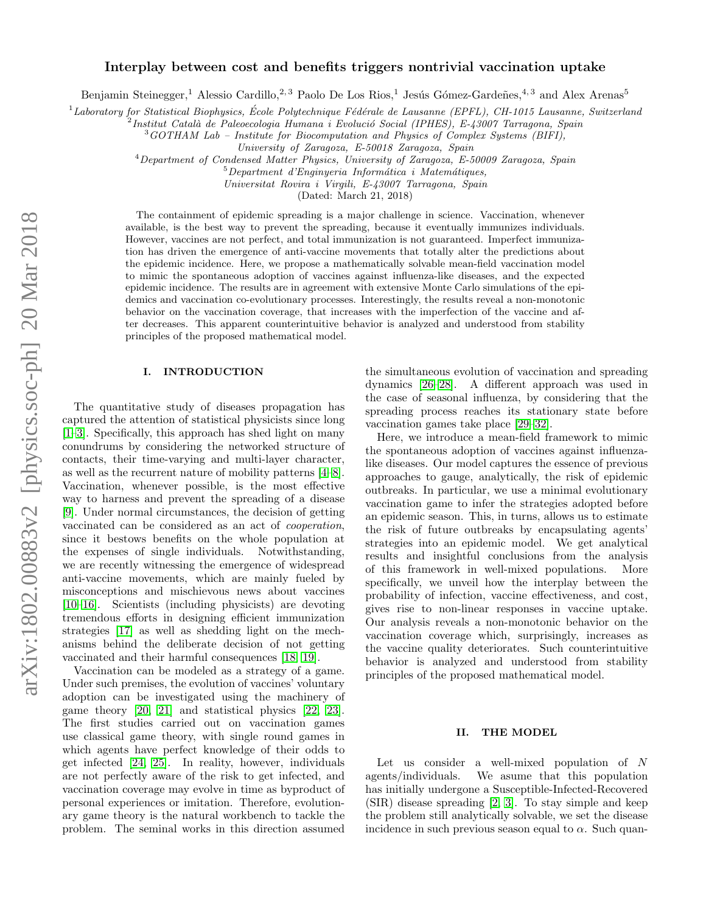# Interplay between cost and benefits triggers nontrivial vaccination uptake

Benjamin Steinegger,[1] Alessio Cardillo,[2,3] Paolo De Los Rios,[1] Jesús Gómez-Gardeñes,[4,3] and Alex Arenas[5]

[1] *Laboratory for Statistical Biophysics, École Polytechnique Fédérale de Lausanne (EPFL), CH-1015 Lausanne, Switzerland*
[2] *Institut Català de Paleoecologia Humana i Evolució Social (IPHES), E-43007 Tarragona, Spain*
[3] *GOTHAM Lab – Institute for Biocomputation and Physics of Complex Systems (BIFI), University of Zaragoza, E-50018 Zaragoza, Spain*
[4] *Department of Condensed Matter Physics, University of Zaragoza, E-50009 Zaragoza, Spain*
[5] *Department d'Enginyeria Informática i Matemátiques, Universitat Rovira i Virgili, E-43007 Tarragona, Spain*

(Dated: March 21, 2018)

The containment of epidemic spreading is a major challenge in science. Vaccination, whenever available, is the best way to prevent the spreading, because it eventually immunizes individuals. However, vaccines are not perfect, and total immunization is not guaranteed. Imperfect immunization has driven the emergence of anti-vaccine movements that totally alter the predictions about the epidemic incidence. Here, we propose a mathematically solvable mean-field vaccination model to mimic the spontaneous adoption of vaccines against influenza-like diseases, and the expected epidemic incidence. The results are in agreement with extensive Monte Carlo simulations of the epidemics and vaccination co-evolutionary processes. Interestingly, the results reveal a non-monotonic behavior on the vaccination coverage, that increases with the imperfection of the vaccine and after decreases. This apparent counterintuitive behavior is analyzed and understood from stability principles of the proposed mathematical model.

## I. INTRODUCTION

The quantitative study of diseases propagation has captured the attention of statistical physicists since long [1–3]. Specifically, this approach has shed light on many conundrums by considering the networked structure of contacts, their time-varying and multi-layer character, as well as the recurrent nature of mobility patterns [4–8]. Vaccination, whenever possible, is the most effective way to harness and prevent the spreading of a disease [9]. Under normal circumstances, the decision of getting vaccinated can be considered as an act of *cooperation*, since it bestows benefits on the whole population at the expenses of single individuals. Notwithstanding, we are recently witnessing the emergence of widespread anti-vaccine movements, which are mainly fueled by misconceptions and mischievous news about vaccines [10–16]. Scientists (including physicists) are devoting tremendous efforts in designing efficient immunization strategies [17] as well as shedding light on the mechanisms behind the deliberate decision of not getting vaccinated and their harmful consequences [18, 19].

Vaccination can be modeled as a strategy of a game. Under such premises, the evolution of vaccines' voluntary adoption can be investigated using the machinery of game theory [20, 21] and statistical physics [22, 23]. The first studies carried out on vaccination games use classical game theory, with single round games in which agents have perfect knowledge of their odds to get infected [24, 25]. In reality, however, individuals are not perfectly aware of the risk to get infected, and vaccination coverage may evolve in time as byproduct of personal experiences or imitation. Therefore, evolutionary game theory is the natural workbench to tackle the problem. The seminal works in this direction assumed the simultaneous evolution of vaccination and spreading dynamics [26–28]. A different approach was used in the case of seasonal influenza, by considering that the spreading process reaches its stationary state before vaccination games take place [29–32].

Here, we introduce a mean-field framework to mimic the spontaneous adoption of vaccines against influenza-like diseases. Our model captures the essence of previous approaches to gauge, analytically, the risk of epidemic outbreaks. In particular, we use a minimal evolutionary vaccination game to infer the strategies adopted before an epidemic season. This, in turns, allows us to estimate the risk of future outbreaks by encapsulating agents' strategies into an epidemic model. We get analytical results and insightful conclusions from the analysis of this framework in well-mixed populations. More specifically, we unveil how the interplay between the probability of infection, vaccine effectiveness, and cost, gives rise to non-linear responses in vaccine uptake. Our analysis reveals a non-monotonic behavior on the vaccination coverage which, surprisingly, increases as the vaccine quality deteriorates. Such counterintuitive behavior is analyzed and understood from stability principles of the proposed mathematical model.

## II. THE MODEL

Let us consider a well-mixed population of $N$ agents/individuals. We asume that this population has initially undergone a Susceptible-Infected-Recovered (SIR) disease spreading [2, 3]. To stay simple and keep the problem still analytically solvable, we set the disease incidence in such previous season equal to $\alpha$. Such quan-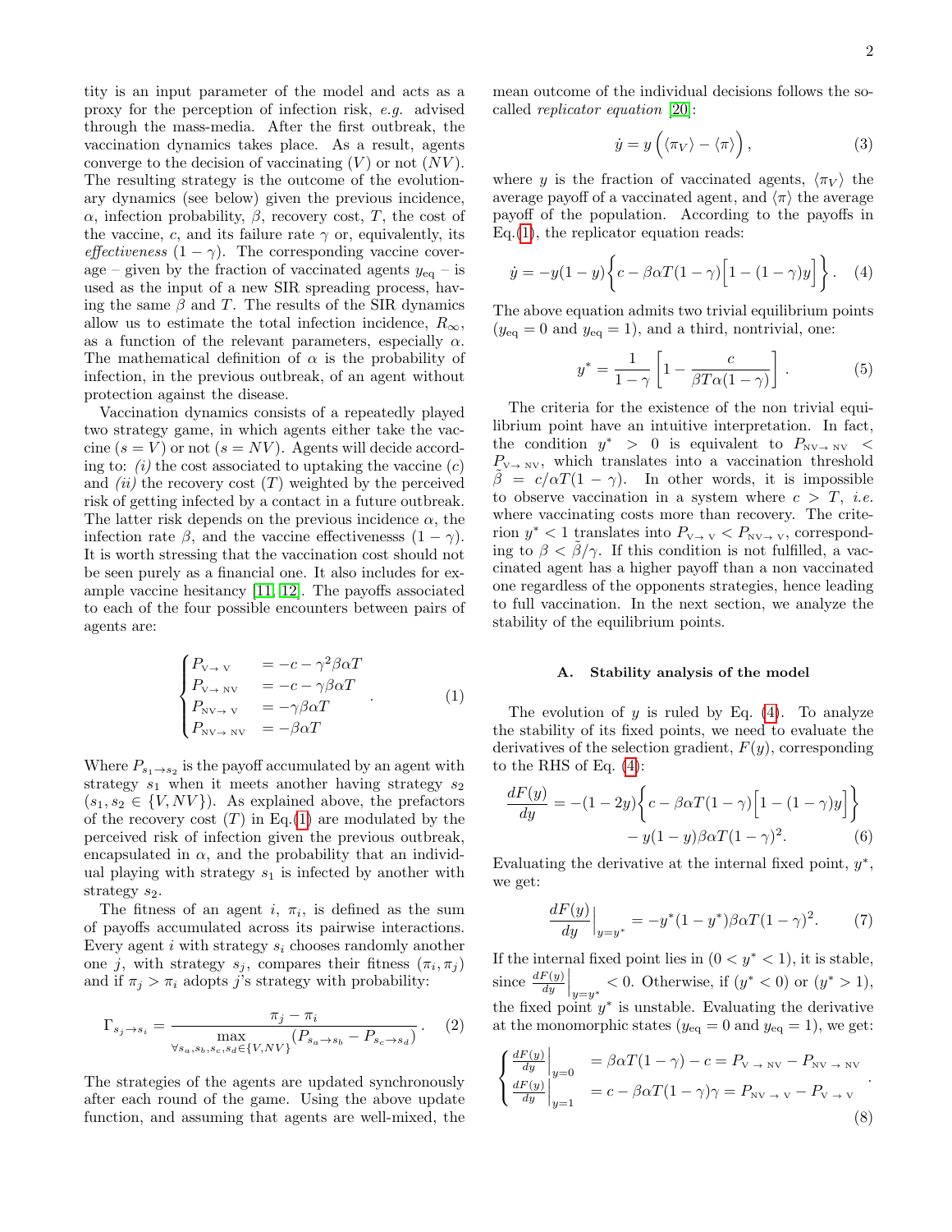tity is an input parameter of the model and acts as a proxy for the perception of infection risk, *e.g.* advised through the mass-media. After the first outbreak, the vaccination dynamics takes place. As a result, agents converge to the decision of vaccinating ($V$) or not ($NV$). The resulting strategy is the outcome of the evolutionary dynamics (see below) given the previous incidence, $\alpha$, infection probability, $\beta$, recovery cost, $T$, the cost of the vaccine, $c$, and its failure rate $\gamma$ or, equivalently, its *effectiveness* $(1-\gamma)$. The corresponding vaccine coverage – given by the fraction of vaccinated agents $y_{\rm eq}$ – is used as the input of a new SIR spreading process, having the same $\beta$ and $T$. The results of the SIR dynamics allow us to estimate the total infection incidence, $R_\infty$, as a function of the relevant parameters, especially $\alpha$. The mathematical definition of $\alpha$ is the probability of infection, in the previous outbreak, of an agent without protection against the disease.

Vaccination dynamics consists of a repeatedly played two strategy game, in which agents either take the vaccine ($s=V$) or not ($s=NV$). Agents will decide according to: *(i)* the cost associated to uptaking the vaccine ($c$) and *(ii)* the recovery cost ($T$) weighted by the perceived risk of getting infected by a contact in a future outbreak. The latter risk depends on the previous incidence $\alpha$, the infection rate $\beta$, and the vaccine effectivenesss $(1-\gamma)$. It is worth stressing that the vaccination cost should not be seen purely as a financial one. It also includes for example vaccine hesitancy [11, 12]. The payoffs associated to each of the four possible encounters between pairs of agents are:

$$
\begin{cases}
P_{\rm V\to V} &= -c-\gamma^2\beta\alpha T \\
P_{\rm V\to NV} &= -c-\gamma\beta\alpha T \\
P_{\rm NV\to V} &= -\gamma\beta\alpha T \\
P_{\rm NV\to NV} &= -\beta\alpha T
\end{cases}
. \qquad (1)
$$

Where $P_{s_1\to s_2}$ is the payoff accumulated by an agent with strategy $s_1$ when it meets another having strategy $s_2$ ($s_1, s_2 \in \{V, NV\}$). As explained above, the prefactors of the recovery cost ($T$) in Eq.(1) are modulated by the perceived risk of infection given the previous outbreak, encapsulated in $\alpha$, and the probability that an individual playing with strategy $s_1$ is infected by another with strategy $s_2$.

The fitness of an agent $i$, $\pi_i$, is defined as the sum of payoffs accumulated across its pairwise interactions. Every agent $i$ with strategy $s_i$ chooses randomly another one $j$, with strategy $s_j$, compares their fitness $(\pi_i, \pi_j)$ and if $\pi_j > \pi_i$ adopts $j$'s strategy with probability:

$$
\Gamma_{s_j\to s_i} = \frac{\pi_j-\pi_i}{\max\limits_{\forall s_a,s_b,s_c,s_d\in\{V,NV\}}(P_{s_a\to s_b}-P_{s_c\to s_d})} . \qquad (2)
$$

The strategies of the agents are updated synchronously after each round of the game. Using the above update function, and assuming that agents are well-mixed, the mean outcome of the individual decisions follows the so-called *replicator equation* [20]:

$$
\dot{y} = y\left(\langle\pi_V\rangle - \langle\pi\rangle\right), \qquad (3)
$$

where $y$ is the fraction of vaccinated agents, $\langle\pi_V\rangle$ the average payoff of a vaccinated agent, and $\langle\pi\rangle$ the average payoff of the population. According to the payoffs in Eq.(1), the replicator equation reads:

$$
\dot{y} = -y(1-y)\Big\{c-\beta\alpha T(1-\gamma)\Big[1-(1-\gamma)y\Big]\Big\}. \qquad (4)
$$

The above equation admits two trivial equilibrium points ($y_{\rm eq}=0$ and $y_{\rm eq}=1$), and a third, nontrivial, one:

$$
y^* = \frac{1}{1-\gamma}\left[1-\frac{c}{\beta T\alpha(1-\gamma)}\right]. \qquad (5)
$$

The criteria for the existence of the non trivial equilibrium point have an intuitive interpretation. In fact, the condition $y^* > 0$ is equivalent to $P_{\rm NV\to NV} < P_{\rm V\to NV}$, which translates into a vaccination threshold $\tilde{\beta} = c/\alpha T(1-\gamma)$. In other words, it is impossible to observe vaccination in a system where $c > T$, *i.e.* where vaccinating costs more than recovery. The criterion $y^* < 1$ translates into $P_{\rm V\to V} < P_{\rm NV\to V}$, corresponding to $\beta < \tilde{\beta}/\gamma$. If this condition is not fulfilled, a vaccinated agent has a higher payoff than a non vaccinated one regardless of the opponents strategies, hence leading to full vaccination. In the next section, we analyze the stability of the equilibrium points.

### A. Stability analysis of the model

The evolution of $y$ is ruled by Eq. (4). To analyze the stability of its fixed points, we need to evaluate the derivatives of the selection gradient, $F(y)$, corresponding to the RHS of Eq. (4):

$$
\frac{dF(y)}{dy} = -(1-2y)\Big\{c-\beta\alpha T(1-\gamma)\Big[1-(1-\gamma)y\Big]\Big\} - y(1-y)\beta\alpha T(1-\gamma)^2. \qquad (6)
$$

Evaluating the derivative at the internal fixed point, $y^*$, we get:

$$
\left.\frac{dF(y)}{dy}\right|_{y=y^*} = -y^*(1-y^*)\beta\alpha T(1-\gamma)^2. \qquad (7)
$$

If the internal fixed point lies in $(0<y^*<1)$, it is stable, since $\left.\frac{dF(y)}{dy}\right|_{y=y^*} < 0$. Otherwise, if $(y^*<0)$ or $(y^*>1)$, the fixed point $y^*$ is unstable. Evaluating the derivative at the monomorphic states ($y_{\rm eq}=0$ and $y_{\rm eq}=1$), we get:

$$
\begin{cases}
\left.\frac{dF(y)}{dy}\right|_{y=0} &= \beta\alpha T(1-\gamma) - c = P_{\rm V\to NV} - P_{\rm NV\to NV} \\
\left.\frac{dF(y)}{dy}\right|_{y=1} &= c-\beta\alpha T(1-\gamma)\gamma = P_{\rm NV\to V} - P_{\rm V\to V}
\end{cases}
. \qquad (8)
$$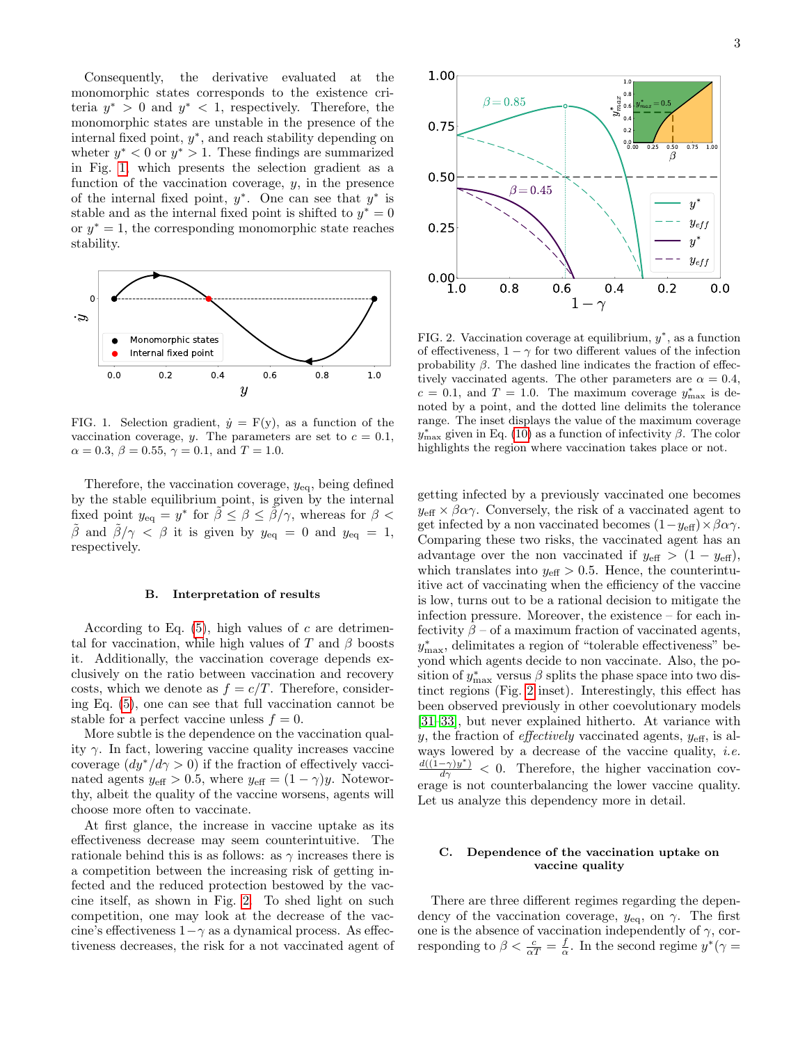Consequently, the derivative evaluated at the monomorphic states corresponds to the existence criteria $y^* > 0$ and $y^* < 1$, respectively. Therefore, the monomorphic states are unstable in the presence of the internal fixed point, $y^*$, and reach stability depending on wheter $y^* < 0$ or $y^* > 1$. These findings are summarized in Fig. 1, which presents the selection gradient as a function of the vaccination coverage, $y$, in the presence of the internal fixed point, $y^*$. One can see that $y^*$ is stable and as the internal fixed point is shifted to $y^* = 0$ or $y^* = 1$, the corresponding monomorphic state reaches stability.

FIG. 1. Selection gradient, $\dot{y} = \mathrm{F(y)}$, as a function of the vaccination coverage, $y$. The parameters are set to $c = 0.1$, $\alpha = 0.3$, $\beta = 0.55$, $\gamma = 0.1$, and $T = 1.0$.

Therefore, the vaccination coverage, $y_{\rm eq}$, being defined by the stable equilibrium point, is given by the internal fixed point $y_{\rm eq} = y^*$ for $\tilde{\beta} \leq \beta \leq \tilde{\beta}/\gamma$, whereas for $\beta < \tilde{\beta}$ and $\tilde{\beta}/\gamma < \beta$ it is given by $y_{\rm eq} = 0$ and $y_{\rm eq} = 1$, respectively.

### B. Interpretation of results

According to Eq. (5), high values of $c$ are detrimental for vaccination, while high values of $T$ and $\beta$ boosts it. Additionally, the vaccination coverage depends exclusively on the ratio between vaccination and recovery costs, which we denote as $f = c/T$. Therefore, considering Eq. (5), one can see that full vaccination cannot be stable for a perfect vaccine unless $f = 0$.

More subtle is the dependence on the vaccination quality $\gamma$. In fact, lowering vaccine quality increases vaccine coverage ($dy^*/d\gamma > 0$) if the fraction of effectively vaccinated agents $y_{\rm eff} > 0.5$, where $y_{\rm eff} = (1-\gamma)y$. Noteworthy, albeit the quality of the vaccine worsens, agents will choose more often to vaccinate.

At first glance, the increase in vaccine uptake as its effectiveness decrease may seem counterintuitive. The rationale behind this is as follows: as $\gamma$ increases there is a competition between the increasing risk of getting infected and the reduced protection bestowed by the vaccine itself, as shown in Fig. 2. To shed light on such competition, one may look at the decrease of the vaccine's effectiveness $1-\gamma$ as a dynamical process. As effectiveness decreases, the risk for a not vaccinated agent of getting infected by a previously vaccinated one becomes $y_{\rm eff} \times \beta\alpha\gamma$. Conversely, the risk of a vaccinated agent to get infected by a non vaccinated becomes $(1-y_{\rm eff}) \times \beta\alpha\gamma$. Comparing these two risks, the vaccinated agent has an advantage over the non vaccinated if $y_{\rm eff} > (1 - y_{\rm eff})$, which translates into $y_{\rm eff} > 0.5$. Hence, the counterintuitive act of vaccinating when the efficiency of the vaccine is low, turns out to be a rational decision to mitigate the infection pressure. Moreover, the existence – for each infectivity $\beta$ – of a maximum fraction of vaccinated agents, $y^*_{\rm max}$, delimitates a region of "tolerable effectiveness" beyond which agents decide to non vaccinate. Also, the position of $y^*_{\rm max}$ versus $\beta$ splits the phase space into two distinct regions (Fig. 2 inset). Interestingly, this effect has been observed previously in other coevolutionary models [31–33], but never explained hitherto. At variance with $y$, the fraction of *effectively* vaccinated agents, $y_{\rm eff}$, is always lowered by a decrease of the vaccine quality, *i.e.* $\frac{d((1-\gamma)y^*)}{d\gamma} < 0$. Therefore, the higher vaccination coverage is not counterbalancing the lower vaccine quality. Let us analyze this dependency more in detail.

FIG. 2. Vaccination coverage at equilibrium, $y^*$, as a function of effectiveness, $1-\gamma$ for two different values of the infection probability $\beta$. The dashed line indicates the fraction of effectively vaccinated agents. The other parameters are $\alpha = 0.4$, $c = 0.1$, and $T = 1.0$. The maximum coverage $y^*_{\rm max}$ is denoted by a point, and the dotted line delimits the tolerance range. The inset displays the value of the maximum coverage $y^*_{\rm max}$ given in Eq. (10) as a function of infectivity $\beta$. The color highlights the region where vaccination takes place or not.

### C. Dependence of the vaccination uptake on vaccine quality

There are three different regimes regarding the dependency of the vaccination coverage, $y_{\rm eq}$, on $\gamma$. The first one is the absence of vaccination independently of $\gamma$, corresponding to $\beta < \frac{c}{\alpha T} = \frac{f}{\alpha}$. In the second regime $y^*(\gamma =$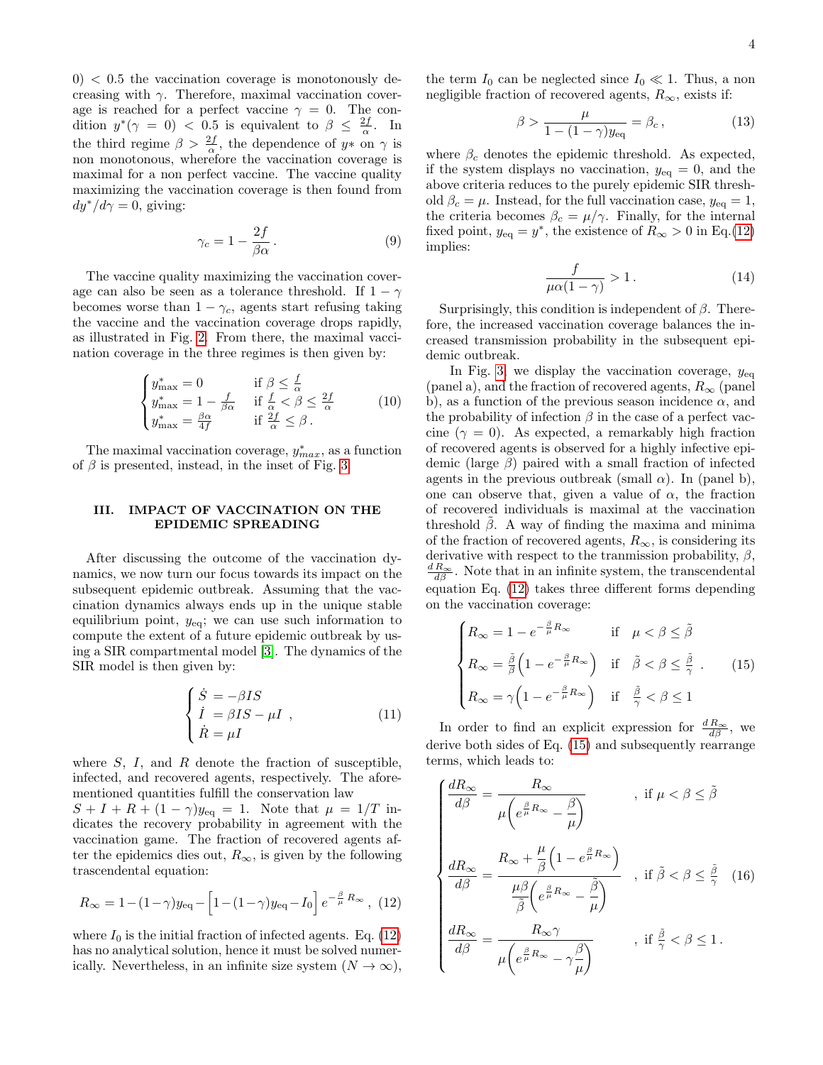0) < 0.5 the vaccination coverage is monotonously decreasing with $\gamma$. Therefore, maximal vaccination coverage is reached for a perfect vaccine $\gamma = 0$. The condition $y^*(\gamma = 0) < 0.5$ is equivalent to $\beta \leq \frac{2f}{\alpha}$. In the third regime $\beta > \frac{2f}{\alpha}$, the dependence of $y*$ on $\gamma$ is non monotonous, wherefore the vaccination coverage is maximal for a non perfect vaccine. The vaccine quality maximizing the vaccination coverage is then found from $dy^*/d\gamma = 0$, giving:

$$\gamma_c = 1 - \frac{2f}{\beta\alpha}\,. \tag{9}$$

The vaccine quality maximizing the vaccination coverage can also be seen as a tolerance threshold. If $1-\gamma$ becomes worse than $1-\gamma_c$, agents start refusing taking the vaccine and the vaccination coverage drops rapidly, as illustrated in Fig. 2. From there, the maximal vaccination coverage in the three regimes is then given by:

$$\begin{cases} y^*_{\max} = 0 & \text{if } \beta \leq \frac{f}{\alpha} \\ y^*_{\max} = 1 - \frac{f}{\beta\alpha} & \text{if } \frac{f}{\alpha} < \beta \leq \frac{2f}{\alpha} \\ y^*_{\max} = \frac{\beta\alpha}{4f} & \text{if } \frac{2f}{\alpha} \leq \beta\,. \end{cases} \tag{10}$$

The maximal vaccination coverage, $y^*_{max}$, as a function of $\beta$ is presented, instead, in the inset of Fig. 3.

## III. IMPACT OF VACCINATION ON THE EPIDEMIC SPREADING

After discussing the outcome of the vaccination dynamics, we now turn our focus towards its impact on the subsequent epidemic outbreak. Assuming that the vaccination dynamics always ends up in the unique stable equilibrium point, $y_{\text{eq}}$; we can use such information to compute the extent of a future epidemic outbreak by using a SIR compartmental model [3]. The dynamics of the SIR model is then given by:

$$\begin{cases} \dot{S} = -\beta I S \\ \dot{I} = \beta I S - \mu I \\ \dot{R} = \mu I \end{cases}, \tag{11}$$

where $S$, $I$, and $R$ denote the fraction of susceptible, infected, and recovered agents, respectively. The aforementioned quantities fulfill the conservation law $S + I + R + (1-\gamma)y_{\text{eq}} = 1$. Note that $\mu = 1/T$ indicates the recovery probability in agreement with the vaccination game. The fraction of recovered agents after the epidemics dies out, $R_\infty$, is given by the following trascendental equation:

$$R_\infty = 1-(1-\gamma)y_{\text{eq}} - \Big[1-(1-\gamma)y_{\text{eq}} - I_0\Big]\, e^{-\frac{\beta}{\mu}R_\infty}\,, \tag{12}$$

where $I_0$ is the initial fraction of infected agents. Eq. (12) has no analytical solution, hence it must be solved numerically. Nevertheless, in an infinite size system ($N \to \infty$), the term $I_0$ can be neglected since $I_0 \ll 1$. Thus, a non negligible fraction of recovered agents, $R_\infty$, exists if:

$$\beta > \frac{\mu}{1-(1-\gamma)y_{\text{eq}}} = \beta_c\,, \tag{13}$$

where $\beta_c$ denotes the epidemic threshold. As expected, if the system displays no vaccination, $y_{\text{eq}} = 0$, and the above criteria reduces to the purely epidemic SIR threshold $\beta_c = \mu$. Instead, for the full vaccination case, $y_{\text{eq}} = 1$, the criteria becomes $\beta_c = \mu/\gamma$. Finally, for the internal fixed point, $y_{\text{eq}} = y^*$, the existence of $R_\infty > 0$ in Eq.(12) implies:

$$\frac{f}{\mu\alpha(1-\gamma)} > 1\,. \tag{14}$$

Surprisingly, this condition is independent of $\beta$. Therefore, the increased vaccination coverage balances the increased transmission probability in the subsequent epidemic outbreak.

In Fig. 3 we display the vaccination coverage, $y_{\text{eq}}$ (panel a), and the fraction of recovered agents, $R_\infty$ (panel b), as a function of the previous season incidence $\alpha$, and the probability of infection $\beta$ in the case of a perfect vaccine ($\gamma = 0$). As expected, a remarkably high fraction of recovered agents is observed for a highly infective epidemic (large $\beta$) paired with a small fraction of infected agents in the previous outbreak (small $\alpha$). In (panel b), one can observe that, given a value of $\alpha$, the fraction of recovered individuals is maximal at the vaccination threshold $\tilde{\beta}$. A way of finding the maxima and minima of the fraction of recovered agents, $R_\infty$, is considering its derivative with respect to the tranmission probability, $\beta$, $\frac{dR_\infty}{d\beta}$. Note that in an infinite system, the transcendental equation Eq. (12) takes three different forms depending on the vaccination coverage:

$$\begin{cases} R_\infty = 1 - e^{-\frac{\beta}{\mu}R_\infty} & \text{if} \quad \mu < \beta \leq \tilde{\beta} \\ R_\infty = \frac{\tilde{\beta}}{\beta}\Big(1 - e^{-\frac{\beta}{\mu}R_\infty}\Big) & \text{if} \quad \tilde{\beta} < \beta \leq \frac{\tilde{\beta}}{\gamma} \\ R_\infty = \gamma\Big(1 - e^{-\frac{\beta}{\mu}R_\infty}\Big) & \text{if} \quad \frac{\tilde{\beta}}{\gamma} < \beta \leq 1 \end{cases}. \tag{15}$$

In order to find an explicit expression for $\frac{dR_\infty}{d\beta}$, we derive both sides of Eq. (15) and subsequently rearrange terms, which leads to:

$$\begin{cases} \dfrac{dR_\infty}{d\beta} = \dfrac{R_\infty}{\mu\Big(e^{\frac{\beta}{\mu}R_\infty} - \dfrac{\beta}{\mu}\Big)} & , \text{ if } \mu < \beta \leq \tilde{\beta} \\[4ex] \dfrac{dR_\infty}{d\beta} = \dfrac{R_\infty + \dfrac{\mu}{\beta}\Big(1 - e^{\frac{\beta}{\mu}R_\infty}\Big)}{\dfrac{\mu\beta}{\tilde{\beta}}\Big(e^{\frac{\beta}{\mu}R_\infty} - \dfrac{\tilde{\beta}}{\mu}\Big)} & , \text{ if } \tilde{\beta} < \beta \leq \frac{\tilde{\beta}}{\gamma} \\[4ex] \dfrac{dR_\infty}{d\beta} = \dfrac{R_\infty\gamma}{\mu\Big(e^{\frac{\beta}{\mu}R_\infty} - \gamma\dfrac{\beta}{\mu}\Big)} & , \text{ if } \frac{\tilde{\beta}}{\gamma} < \beta \leq 1\,. \end{cases} \tag{16}$$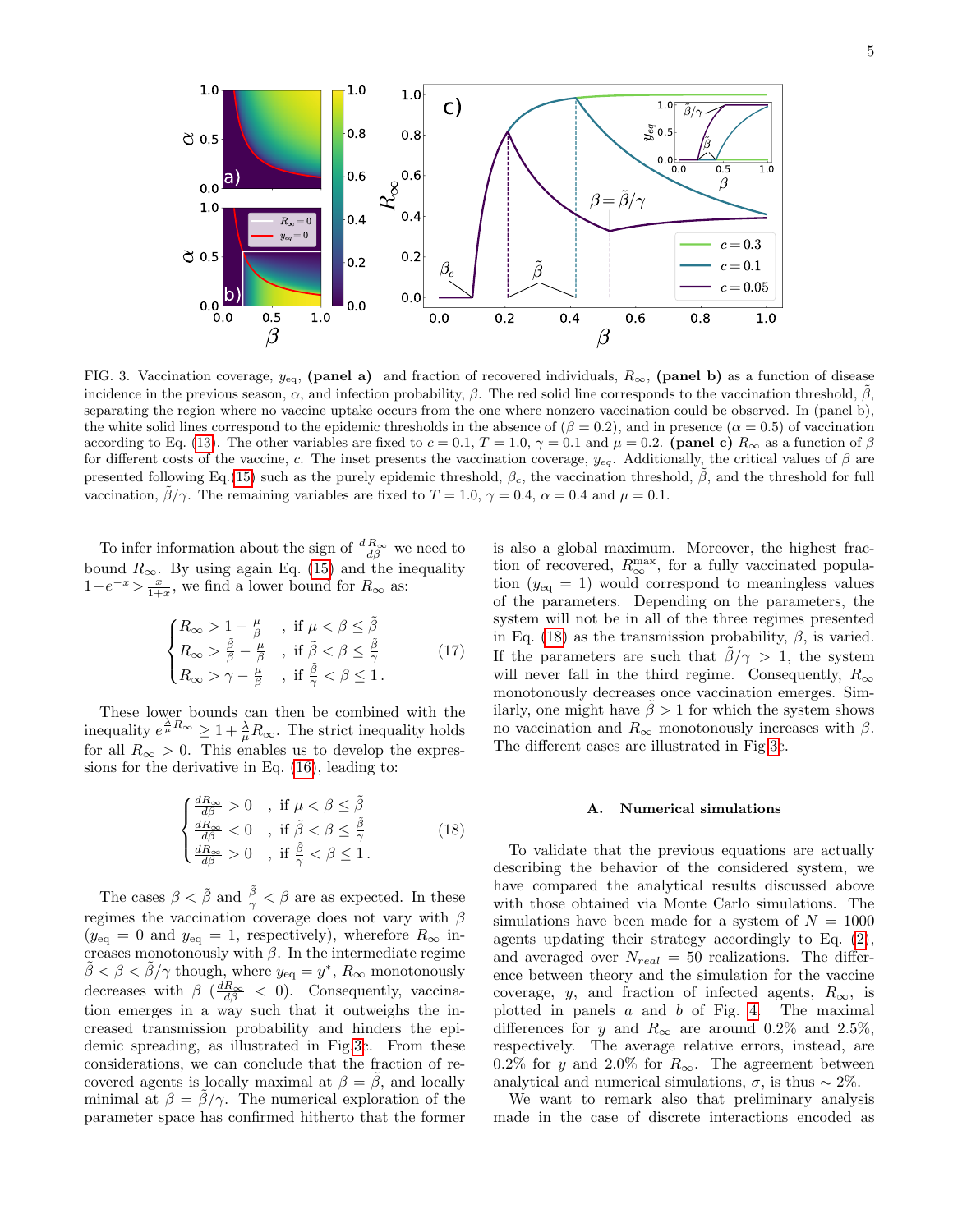FIG. 3. Vaccination coverage, $y_{\rm eq}$, **(panel a)** and fraction of recovered individuals, $R_\infty$, **(panel b)** as a function of disease incidence in the previous season, $\alpha$, and infection probability, $\beta$. The red solid line corresponds to the vaccination threshold, $\tilde{\beta}$, separating the region where no vaccine uptake occurs from the one where nonzero vaccination could be observed. In (panel b), the white solid lines correspond to the epidemic thresholds in the absence of ($\beta = 0.2$), and in presence ($\alpha = 0.5$) of vaccination according to Eq. (13). The other variables are fixed to $c = 0.1$, $T = 1.0$, $\gamma = 0.1$ and $\mu = 0.2$. **(panel c)** $R_\infty$ as a function of $\beta$ for different costs of the vaccine, $c$. The inset presents the vaccination coverage, $y_{eq}$. Additionally, the critical values of $\beta$ are presented following Eq.(15) such as the purely epidemic threshold, $\beta_c$, the vaccination threshold, $\tilde{\beta}$, and the threshold for full vaccination, $\tilde{\beta}/\gamma$. The remaining variables are fixed to $T = 1.0$, $\gamma = 0.4$, $\alpha = 0.4$ and $\mu = 0.1$.

To infer information about the sign of $\frac{dR_\infty}{d\beta}$ we need to bound $R_\infty$. By using again Eq. (15) and the inequality $1-e^{-x} > \frac{x}{1+x}$, we find a lower bound for $R_\infty$ as:

$$
\begin{cases}
R_\infty > 1 - \frac{\mu}{\beta} & , \text{ if } \mu < \beta \leq \tilde{\beta} \\
R_\infty > \frac{\tilde{\beta}}{\beta} - \frac{\mu}{\beta} & , \text{ if } \tilde{\beta} < \beta \leq \frac{\tilde{\beta}}{\gamma} \\
R_\infty > \gamma - \frac{\mu}{\beta} & , \text{ if } \frac{\tilde{\beta}}{\gamma} < \beta \leq 1 \, .
\end{cases}
\tag{17}
$$

These lower bounds can then be combined with the inequality $e^{\frac{\lambda}{\mu}R_\infty} \geq 1 + \frac{\lambda}{\mu}R_\infty$. The strict inequality holds for all $R_\infty > 0$. This enables us to develop the expressions for the derivative in Eq. (16), leading to:

$$
\begin{cases}
\frac{dR_\infty}{d\beta} > 0 & , \text{ if } \mu < \beta \leq \tilde{\beta} \\
\frac{dR_\infty}{d\beta} < 0 & , \text{ if } \tilde{\beta} < \beta \leq \frac{\tilde{\beta}}{\gamma} \\
\frac{dR_\infty}{d\beta} > 0 & , \text{ if } \frac{\tilde{\beta}}{\gamma} < \beta \leq 1 \, .
\end{cases}
\tag{18}
$$

The cases $\beta < \tilde{\beta}$ and $\frac{\tilde{\beta}}{\gamma} < \beta$ are as expected. In these regimes the vaccination coverage does not vary with $\beta$ ($y_{\rm eq} = 0$ and $y_{\rm eq} = 1$, respectively), wherefore $R_\infty$ increases monotonously with $\beta$. In the intermediate regime $\tilde{\beta} < \beta < \tilde{\beta}/\gamma$ though, where $y_{\rm eq} = y^*$, $R_\infty$ monotonously decreases with $\beta$ ($\frac{dR_\infty}{d\beta} < 0$). Consequently, vaccination emerges in a way such that it outweighs the increased transmission probability and hinders the epidemic spreading, as illustrated in Fig 3c. From these considerations, we can conclude that the fraction of recovered agents is locally maximal at $\beta = \tilde{\beta}$, and locally minimal at $\beta = \tilde{\beta}/\gamma$. The numerical exploration of the parameter space has confirmed hitherto that the former is also a global maximum. Moreover, the highest fraction of recovered, $R_\infty^{\rm max}$, for a fully vaccinated population ($y_{\rm eq} = 1$) would correspond to meaningless values of the parameters. Depending on the parameters, the system will not be in all of the three regimes presented in Eq. (18) as the transmission probability, $\beta$, is varied. If the parameters are such that $\tilde{\beta}/\gamma > 1$, the system will never fall in the third regime. Consequently, $R_\infty$ monotonously decreases once vaccination emerges. Similarly, one might have $\tilde{\beta} > 1$ for which the system shows no vaccination and $R_\infty$ monotonously increases with $\beta$. The different cases are illustrated in Fig 3c.

### A. Numerical simulations

To validate that the previous equations are actually describing the behavior of the considered system, we have compared the analytical results discussed above with those obtained via Monte Carlo simulations. The simulations have been made for a system of $N = 1000$ agents updating their strategy accordingly to Eq. (2), and averaged over $N_{real} = 50$ realizations. The difference between theory and the simulation for the vaccine coverage, $y$, and fraction of infected agents, $R_\infty$, is plotted in panels $a$ and $b$ of Fig. 4. The maximal differences for $y$ and $R_\infty$ are around 0.2% and 2.5%, respectively. The average relative errors, instead, are 0.2% for $y$ and 2.0% for $R_\infty$. The agreement between analytical and numerical simulations, $\sigma$, is thus $\sim 2\%$.

We want to remark also that preliminary analysis made in the case of discrete interactions encoded as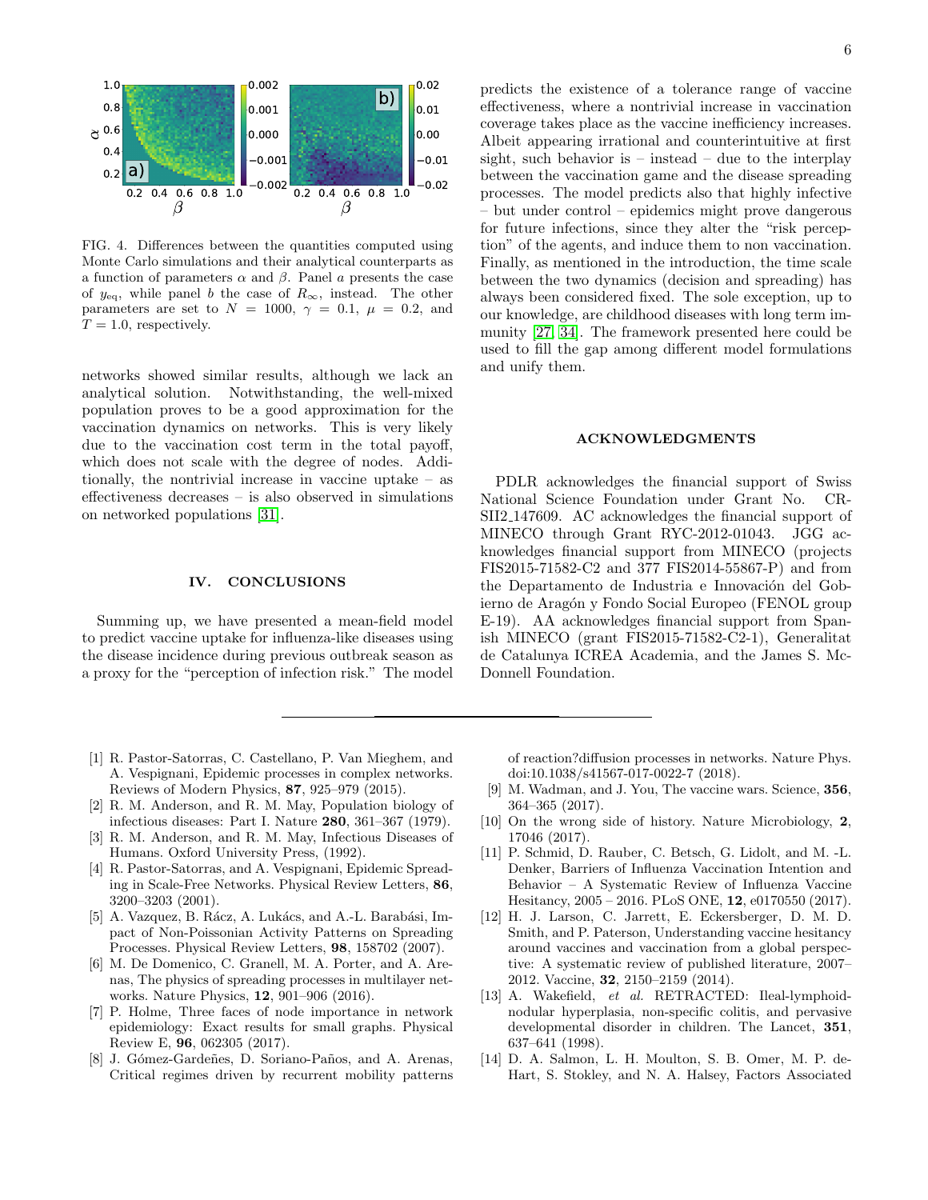FIG. 4. Differences between the quantities computed using Monte Carlo simulations and their analytical counterparts as a function of parameters $\alpha$ and $\beta$. Panel *a* presents the case of $y_{\rm eq}$, while panel *b* the case of $R_\infty$, instead. The other parameters are set to $N = 1000$, $\gamma = 0.1$, $\mu = 0.2$, and $T = 1.0$, respectively.

networks showed similar results, although we lack an analytical solution. Notwithstanding, the well-mixed population proves to be a good approximation for the vaccination dynamics on networks. This is very likely due to the vaccination cost term in the total payoff, which does not scale with the degree of nodes. Additionally, the nontrivial increase in vaccine uptake – as effectiveness decreases – is also observed in simulations on networked populations [31].

## IV. CONCLUSIONS

Summing up, we have presented a mean-field model to predict vaccine uptake for influenza-like diseases using the disease incidence during previous outbreak season as a proxy for the "perception of infection risk." The model predicts the existence of a tolerance range of vaccine effectiveness, where a nontrivial increase in vaccination coverage takes place as the vaccine inefficiency increases. Albeit appearing irrational and counterintuitive at first sight, such behavior is – instead – due to the interplay between the vaccination game and the disease spreading processes. The model predicts also that highly infective – but under control – epidemics might prove dangerous for future infections, since they alter the "risk perception" of the agents, and induce them to non vaccination. Finally, as mentioned in the introduction, the time scale between the two dynamics (decision and spreading) has always been considered fixed. The sole exception, up to our knowledge, are childhood diseases with long term immunity [27, 34]. The framework presented here could be used to fill the gap among different model formulations and unify them.

## ACKNOWLEDGMENTS

PDLR acknowledges the financial support of Swiss National Science Foundation under Grant No. CRSII2_147609. AC acknowledges the financial support of MINECO through Grant RYC-2012-01043. JGG acknowledges financial support from MINECO (projects FIS2015-71582-C2 and 377 FIS2014-55867-P) and from the Departamento de Industria e Innovación del Gobierno de Aragón y Fondo Social Europeo (FENOL group E-19). AA acknowledges financial support from Spanish MINECO (grant FIS2015-71582-C2-1), Generalitat de Catalunya ICREA Academia, and the James S. McDonnell Foundation.

---

[1] R. Pastor-Satorras, C. Castellano, P. Van Mieghem, and A. Vespignani, Epidemic processes in complex networks. Reviews of Modern Physics, **87**, 925–979 (2015).

[2] R. M. Anderson, and R. M. May, Population biology of infectious diseases: Part I. Nature **280**, 361–367 (1979).

[3] R. M. Anderson, and R. M. May, Infectious Diseases of Humans. Oxford University Press, (1992).

[4] R. Pastor-Satorras, and A. Vespignani, Epidemic Spreading in Scale-Free Networks. Physical Review Letters, **86**, 3200–3203 (2001).

[5] A. Vazquez, B. Rácz, A. Lukács, and A.-L. Barabási, Impact of Non-Poissonian Activity Patterns on Spreading Processes. Physical Review Letters, **98**, 158702 (2007).

[6] M. De Domenico, C. Granell, M. A. Porter, and A. Arenas, The physics of spreading processes in multilayer networks. Nature Physics, **12**, 901–906 (2016).

[7] P. Holme, Three faces of node importance in network epidemiology: Exact results for small graphs. Physical Review E, **96**, 062305 (2017).

[8] J. Gómez-Gardeñes, D. Soriano-Paños, and A. Arenas, Critical regimes driven by recurrent mobility patterns of reaction?diffusion processes in networks. Nature Phys. doi:10.1038/s41567-017-0022-7 (2018).

[9] M. Wadman, and J. You, The vaccine wars. Science, **356**, 364–365 (2017).

[10] On the wrong side of history. Nature Microbiology, **2**, 17046 (2017).

[11] P. Schmid, D. Rauber, C. Betsch, G. Lidolt, and M. -L. Denker, Barriers of Influenza Vaccination Intention and Behavior – A Systematic Review of Influenza Vaccine Hesitancy, 2005 – 2016. PLoS ONE, **12**, e0170550 (2017).

[12] H. J. Larson, C. Jarrett, E. Eckersberger, D. M. D. Smith, and P. Paterson, Understanding vaccine hesitancy around vaccines and vaccination from a global perspective: A systematic review of published literature, 2007–2012. Vaccine, **32**, 2150–2159 (2014).

[13] A. Wakefield, *et al.* RETRACTED: Ileal-lymphoid-nodular hyperplasia, non-specific colitis, and pervasive developmental disorder in children. The Lancet, **351**, 637–641 (1998).

[14] D. A. Salmon, L. H. Moulton, S. B. Omer, M. P. deHart, S. Stokley, and N. A. Halsey, Factors Associated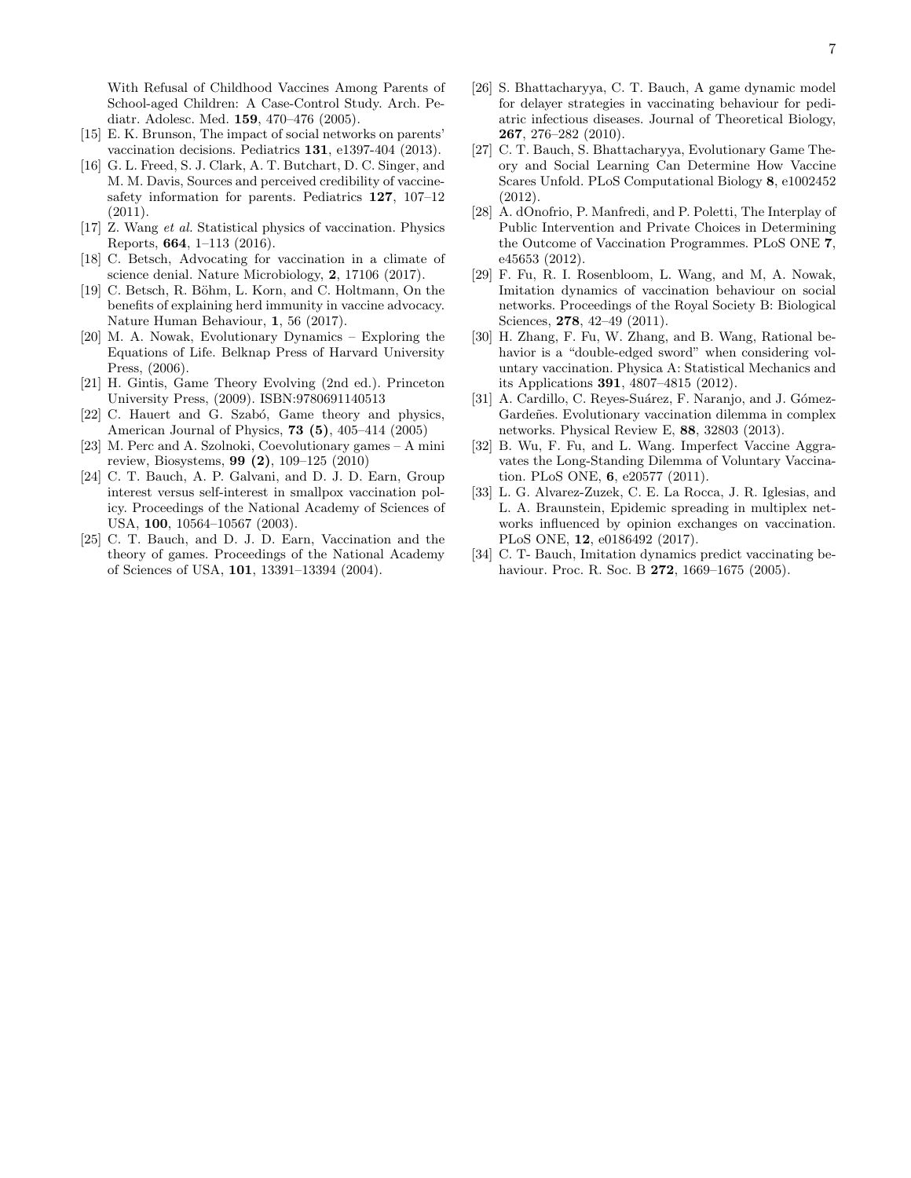With Refusal of Childhood Vaccines Among Parents of School-aged Children: A Case-Control Study. Arch. Pediatr. Adolesc. Med. **159**, 470–476 (2005).

[15] E. K. Brunson, The impact of social networks on parents' vaccination decisions. Pediatrics **131**, e1397-404 (2013).

[16] G. L. Freed, S. J. Clark, A. T. Butchart, D. C. Singer, and M. M. Davis, Sources and perceived credibility of vaccine-safety information for parents. Pediatrics **127**, 107–12 (2011).

[17] Z. Wang *et al.* Statistical physics of vaccination. Physics Reports, **664**, 1–113 (2016).

[18] C. Betsch, Advocating for vaccination in a climate of science denial. Nature Microbiology, **2**, 17106 (2017).

[19] C. Betsch, R. Böhm, L. Korn, and C. Holtmann, On the benefits of explaining herd immunity in vaccine advocacy. Nature Human Behaviour, **1**, 56 (2017).

[20] M. A. Nowak, Evolutionary Dynamics – Exploring the Equations of Life. Belknap Press of Harvard University Press, (2006).

[21] H. Gintis, Game Theory Evolving (2nd ed.). Princeton University Press, (2009). ISBN:9780691140513

[22] C. Hauert and G. Szabó, Game theory and physics, American Journal of Physics, **73 (5)**, 405–414 (2005)

[23] M. Perc and A. Szolnoki, Coevolutionary games – A mini review, Biosystems, **99 (2)**, 109–125 (2010)

[24] C. T. Bauch, A. P. Galvani, and D. J. D. Earn, Group interest versus self-interest in smallpox vaccination policy. Proceedings of the National Academy of Sciences of USA, **100**, 10564–10567 (2003).

[25] C. T. Bauch, and D. J. D. Earn, Vaccination and the theory of games. Proceedings of the National Academy of Sciences of USA, **101**, 13391–13394 (2004).

[26] S. Bhattacharyya, C. T. Bauch, A game dynamic model for delayer strategies in vaccinating behaviour for pediatric infectious diseases. Journal of Theoretical Biology, **267**, 276–282 (2010).

[27] C. T. Bauch, S. Bhattacharyya, Evolutionary Game Theory and Social Learning Can Determine How Vaccine Scares Unfold. PLoS Computational Biology **8**, e1002452 (2012).

[28] A. dOnofrio, P. Manfredi, and P. Poletti, The Interplay of Public Intervention and Private Choices in Determining the Outcome of Vaccination Programmes. PLoS ONE **7**, e45653 (2012).

[29] F. Fu, R. I. Rosenbloom, L. Wang, and M, A. Nowak, Imitation dynamics of vaccination behaviour on social networks. Proceedings of the Royal Society B: Biological Sciences, **278**, 42–49 (2011).

[30] H. Zhang, F. Fu, W. Zhang, and B. Wang, Rational behavior is a "double-edged sword" when considering voluntary vaccination. Physica A: Statistical Mechanics and its Applications **391**, 4807–4815 (2012).

[31] A. Cardillo, C. Reyes-Suárez, F. Naranjo, and J. Gómez-Gardeñes. Evolutionary vaccination dilemma in complex networks. Physical Review E, **88**, 32803 (2013).

[32] B. Wu, F. Fu, and L. Wang. Imperfect Vaccine Aggravates the Long-Standing Dilemma of Voluntary Vaccination. PLoS ONE, **6**, e20577 (2011).

[33] L. G. Alvarez-Zuzek, C. E. La Rocca, J. R. Iglesias, and L. A. Braunstein, Epidemic spreading in multiplex networks influenced by opinion exchanges on vaccination. PLoS ONE, **12**, e0186492 (2017).

[34] C. T- Bauch, Imitation dynamics predict vaccinating behaviour. Proc. R. Soc. B **272**, 1669–1675 (2005).